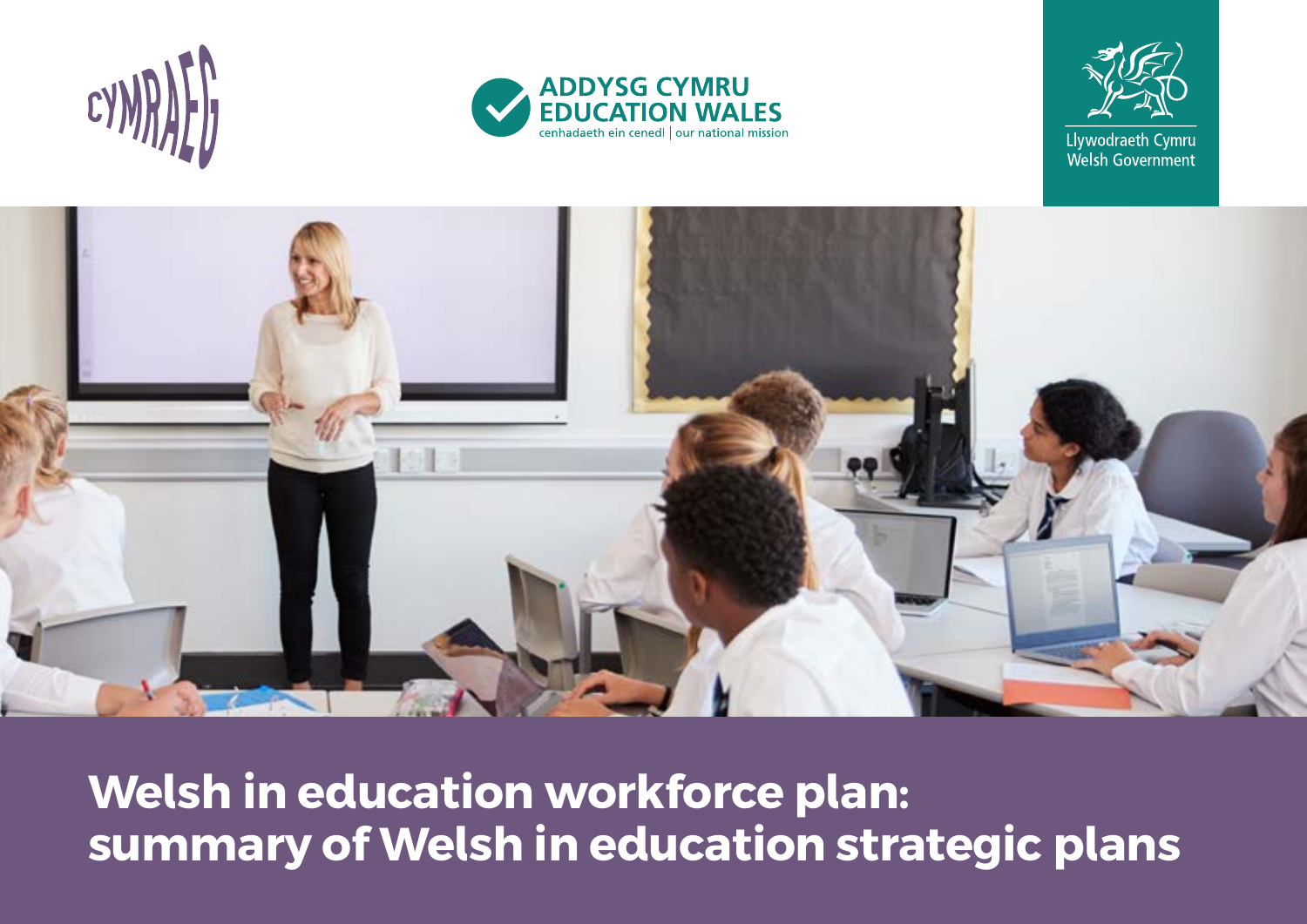CYMRAEG

ADDYSG CYMRU
EDUCATION WALES
cenhadaeth ein cenedl | our national mission

Llywodraeth Cymru
Welsh Government

# Welsh in education workforce plan: summary of Welsh in education strategic plans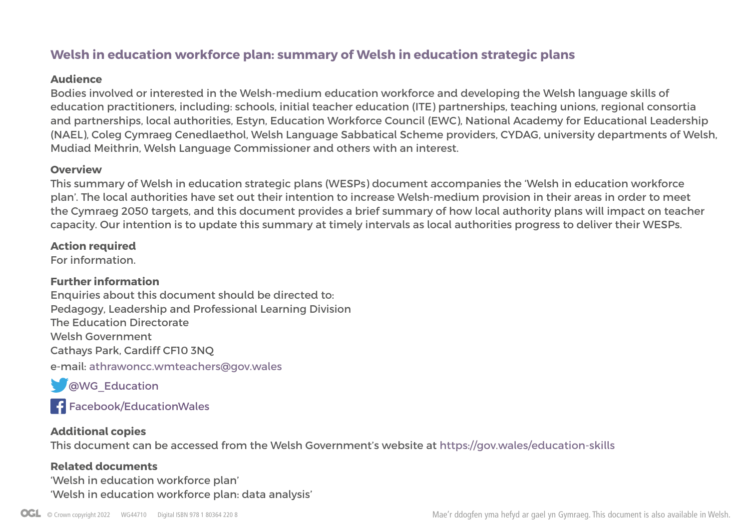# Welsh in education workforce plan: summary of Welsh in education strategic plans

**Audience**
Bodies involved or interested in the Welsh-medium education workforce and developing the Welsh language skills of education practitioners, including: schools, initial teacher education (ITE) partnerships, teaching unions, regional consortia and partnerships, local authorities, Estyn, Education Workforce Council (EWC), National Academy for Educational Leadership (NAEL), Coleg Cymraeg Cenedlaethol, Welsh Language Sabbatical Scheme providers, CYDAG, university departments of Welsh, Mudiad Meithrin, Welsh Language Commissioner and others with an interest.

**Overview**
This summary of Welsh in education strategic plans (WESPs) document accompanies the 'Welsh in education workforce plan'. The local authorities have set out their intention to increase Welsh-medium provision in their areas in order to meet the Cymraeg 2050 targets, and this document provides a brief summary of how local authority plans will impact on teacher capacity. Our intention is to update this summary at timely intervals as local authorities progress to deliver their WESPs.

**Action required**
For information.

**Further information**
Enquiries about this document should be directed to:
Pedagogy, Leadership and Professional Learning Division
The Education Directorate
Welsh Government
Cathays Park, Cardiff CF10 3NQ
e-mail: athrawoncc.wmteachers@gov.wales

@WG_Education

Facebook/EducationWales

**Additional copies**
This document can be accessed from the Welsh Government's website at https://gov.wales/education-skills

**Related documents**
'Welsh in education workforce plan'
'Welsh in education workforce plan: data analysis'

© Crown copyright 2022 WG44710 Digital ISBN 978 1 80364 220 8

Mae'r ddogfen yma hefyd ar gael yn Gymraeg. This document is also available in Welsh.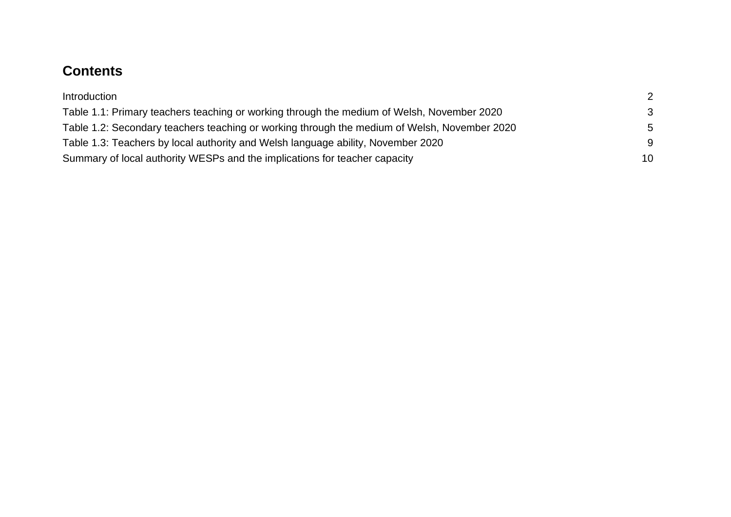## Contents

| | |
|---|---|
| Introduction | 2 |
| Table 1.1: Primary teachers teaching or working through the medium of Welsh, November 2020 | 3 |
| Table 1.2: Secondary teachers teaching or working through the medium of Welsh, November 2020 | 5 |
| Table 1.3: Teachers by local authority and Welsh language ability, November 2020 | 9 |
| Summary of local authority WESPs and the implications for teacher capacity | 10 |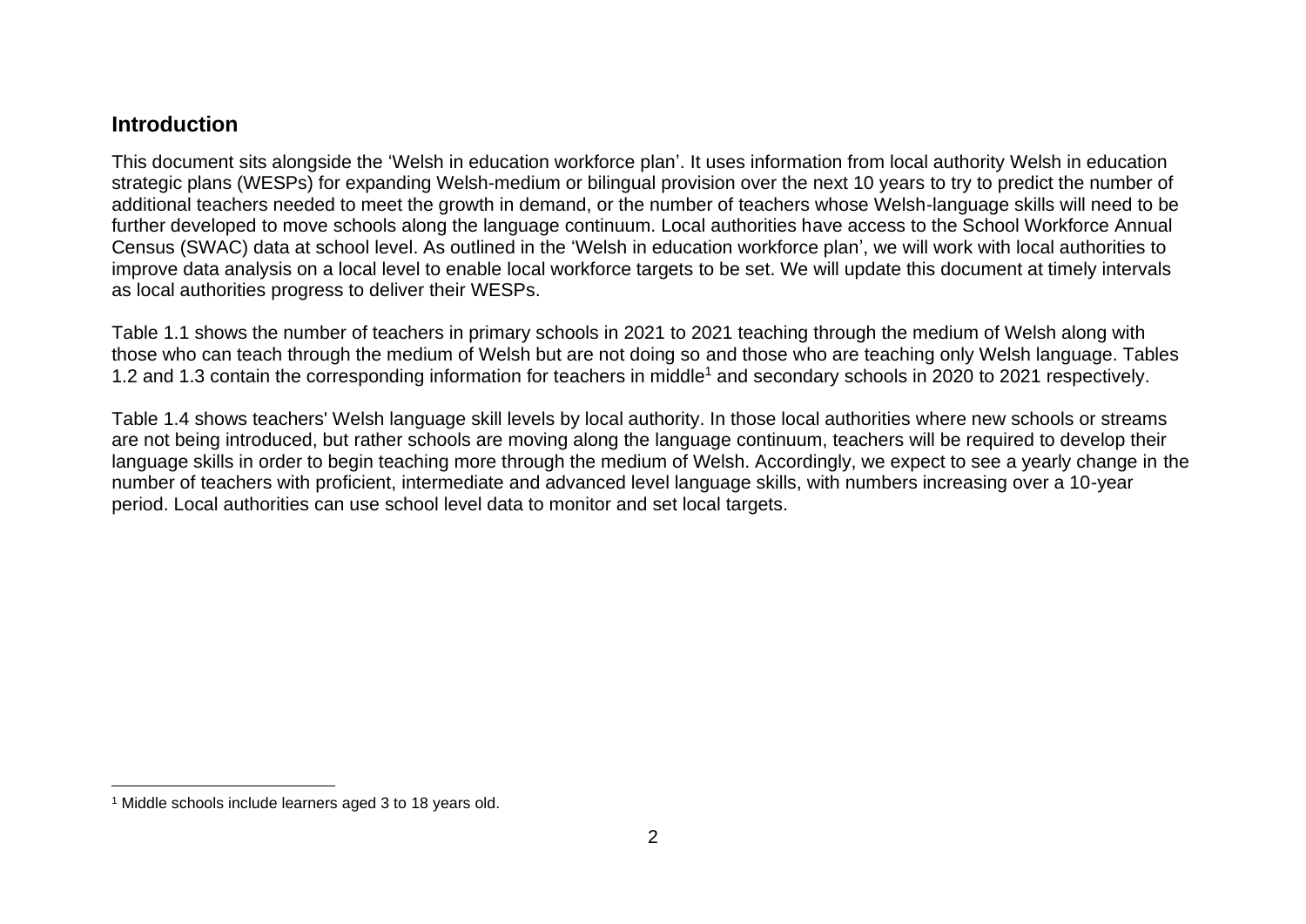## Introduction

This document sits alongside the 'Welsh in education workforce plan'. It uses information from local authority Welsh in education strategic plans (WESPs) for expanding Welsh-medium or bilingual provision over the next 10 years to try to predict the number of additional teachers needed to meet the growth in demand, or the number of teachers whose Welsh-language skills will need to be further developed to move schools along the language continuum. Local authorities have access to the School Workforce Annual Census (SWAC) data at school level. As outlined in the 'Welsh in education workforce plan', we will work with local authorities to improve data analysis on a local level to enable local workforce targets to be set. We will update this document at timely intervals as local authorities progress to deliver their WESPs.

Table 1.1 shows the number of teachers in primary schools in 2021 to 2021 teaching through the medium of Welsh along with those who can teach through the medium of Welsh but are not doing so and those who are teaching only Welsh language. Tables 1.2 and 1.3 contain the corresponding information for teachers in middle[1] and secondary schools in 2020 to 2021 respectively.

Table 1.4 shows teachers' Welsh language skill levels by local authority. In those local authorities where new schools or streams are not being introduced, but rather schools are moving along the language continuum, teachers will be required to develop their language skills in order to begin teaching more through the medium of Welsh. Accordingly, we expect to see a yearly change in the number of teachers with proficient, intermediate and advanced level language skills, with numbers increasing over a 10-year period. Local authorities can use school level data to monitor and set local targets.

[1] Middle schools include learners aged 3 to 18 years old.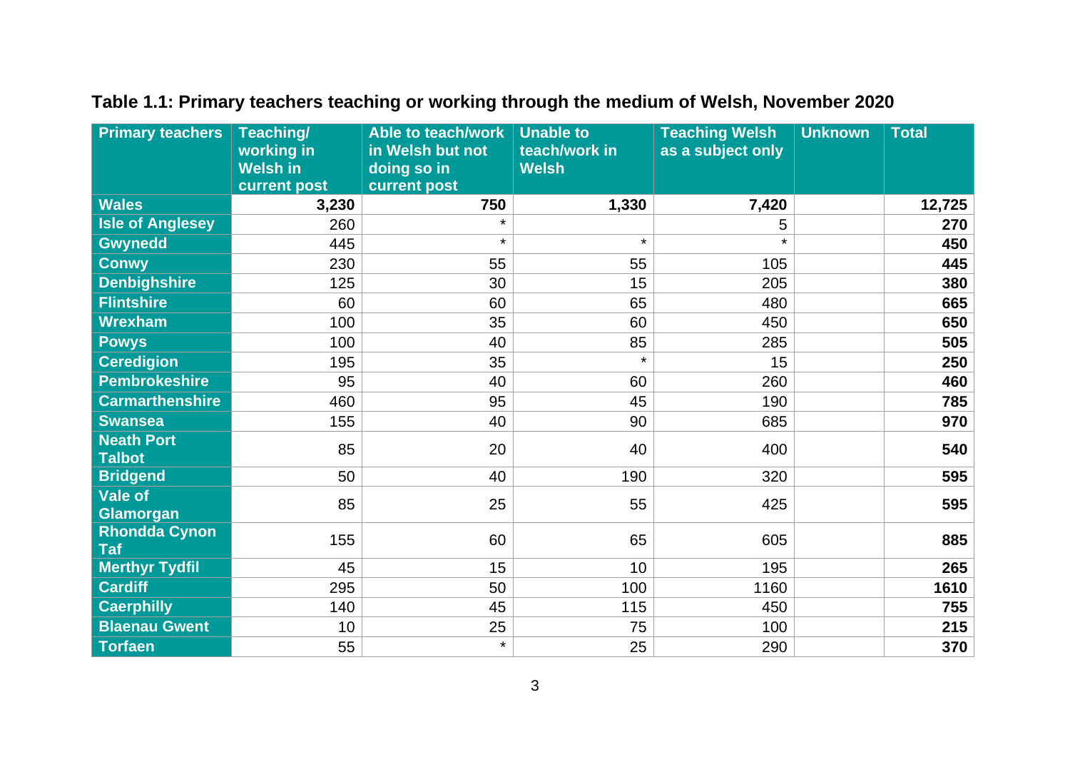**Table 1.1: Primary teachers teaching or working through the medium of Welsh, November 2020**

| Primary teachers | Teaching/ working in Welsh in current post | Able to teach/work in Welsh but not doing so in current post | Unable to teach/work in Welsh | Teaching Welsh as a subject only | Unknown | Total |
|---|---|---|---|---|---|---|
| **Wales** | **3,230** | **750** | **1,330** | **7,420** | | **12,725** |
| **Isle of Anglesey** | 260 | * | | 5 | | **270** |
| **Gwynedd** | 445 | * | * | * | | **450** |
| **Conwy** | 230 | 55 | 55 | 105 | | **445** |
| **Denbighshire** | 125 | 30 | 15 | 205 | | **380** |
| **Flintshire** | 60 | 60 | 65 | 480 | | **665** |
| **Wrexham** | 100 | 35 | 60 | 450 | | **650** |
| **Powys** | 100 | 40 | 85 | 285 | | **505** |
| **Ceredigion** | 195 | 35 | * | 15 | | **250** |
| **Pembrokeshire** | 95 | 40 | 60 | 260 | | **460** |
| **Carmarthenshire** | 460 | 95 | 45 | 190 | | **785** |
| **Swansea** | 155 | 40 | 90 | 685 | | **970** |
| **Neath Port Talbot** | 85 | 20 | 40 | 400 | | **540** |
| **Bridgend** | 50 | 40 | 190 | 320 | | **595** |
| **Vale of Glamorgan** | 85 | 25 | 55 | 425 | | **595** |
| **Rhondda Cynon Taf** | 155 | 60 | 65 | 605 | | **885** |
| **Merthyr Tydfil** | 45 | 15 | 10 | 195 | | **265** |
| **Cardiff** | 295 | 50 | 100 | 1160 | | **1610** |
| **Caerphilly** | 140 | 45 | 115 | 450 | | **755** |
| **Blaenau Gwent** | 10 | 25 | 75 | 100 | | **215** |
| **Torfaen** | 55 | * | 25 | 290 | | **370** |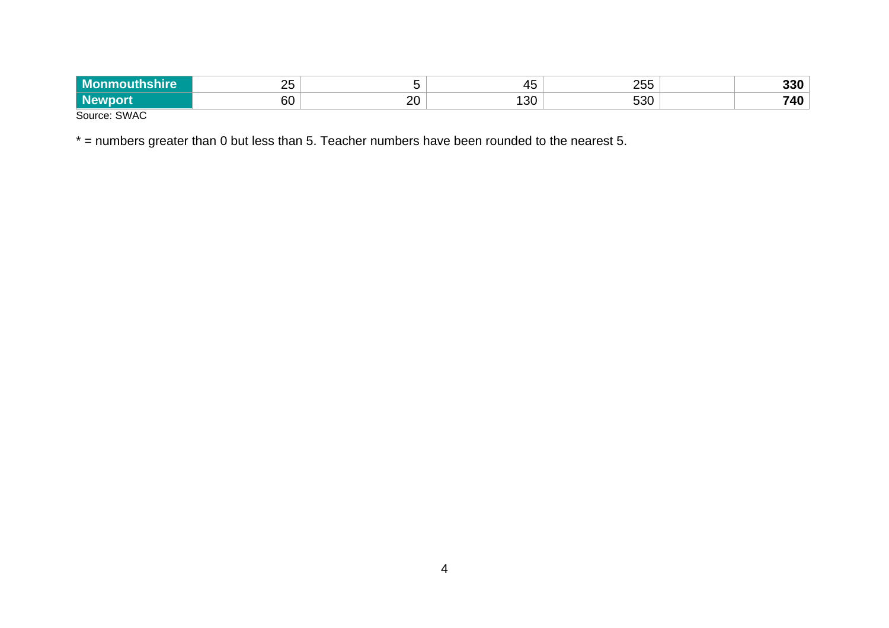| | | | | | | |
|---|---|---|---|---|---|---|
| **Monmouthshire** | 25 | 5 | 45 | 255 | | **330** |
| **Newport** | 60 | 20 | 130 | 530 | | **740** |

Source: SWAC

* = numbers greater than 0 but less than 5. Teacher numbers have been rounded to the nearest 5.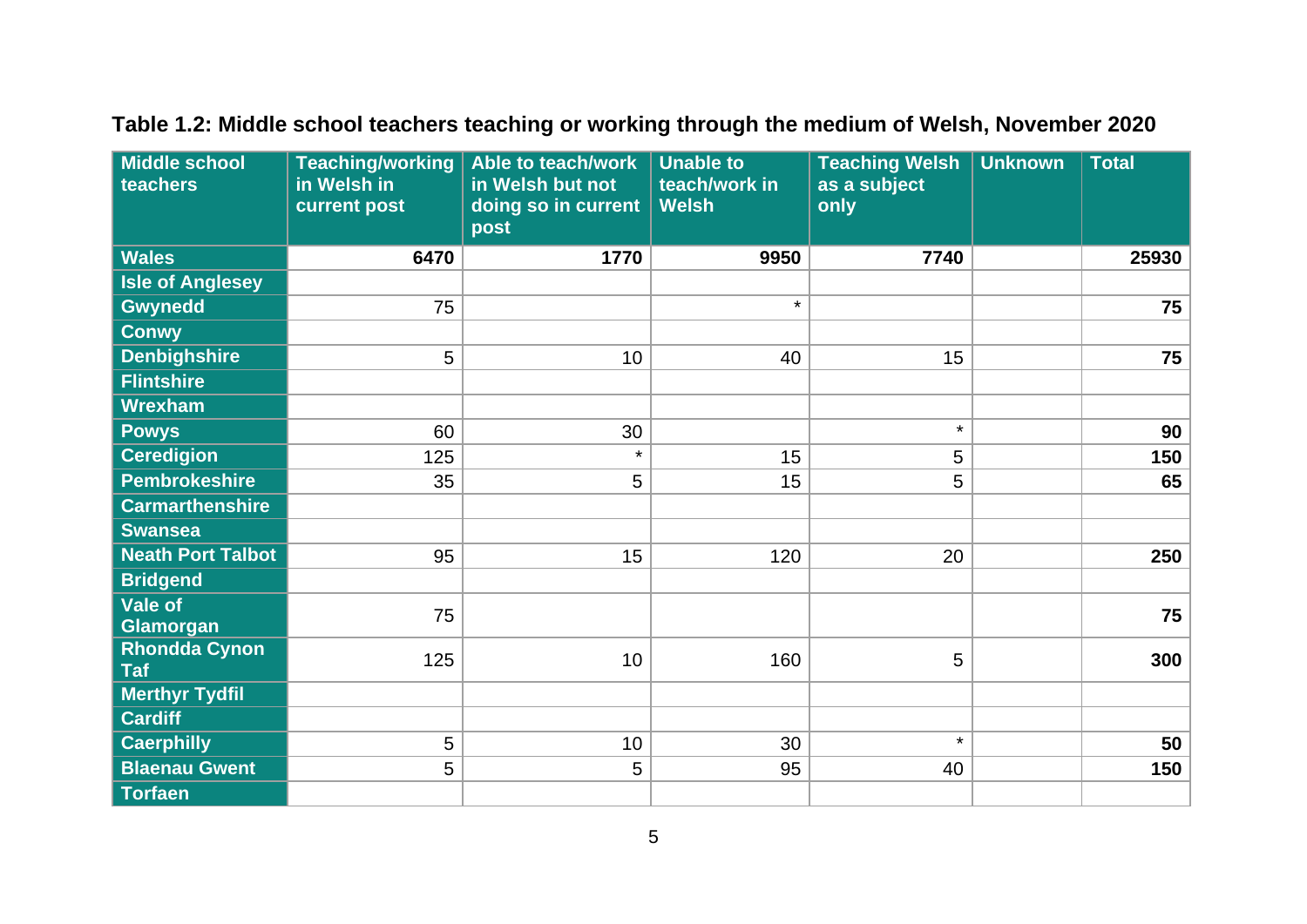## Table 1.2: Middle school teachers teaching or working through the medium of Welsh, November 2020

| Middle school teachers | Teaching/working in Welsh in current post | Able to teach/work in Welsh but not doing so in current post | Unable to teach/work in Welsh | Teaching Welsh as a subject only | Unknown | Total |
|---|---|---|---|---|---|---|
| **Wales** | **6470** | **1770** | **9950** | **7740** | | **25930** |
| **Isle of Anglesey** | | | | | | |
| **Gwynedd** | 75 | | * | | | **75** |
| **Conwy** | | | | | | |
| **Denbighshire** | 5 | 10 | 40 | 15 | | **75** |
| **Flintshire** | | | | | | |
| **Wrexham** | | | | | | |
| **Powys** | 60 | 30 | | * | | **90** |
| **Ceredigion** | 125 | * | 15 | 5 | | **150** |
| **Pembrokeshire** | 35 | 5 | 15 | 5 | | **65** |
| **Carmarthenshire** | | | | | | |
| **Swansea** | | | | | | |
| **Neath Port Talbot** | 95 | 15 | 120 | 20 | | **250** |
| **Bridgend** | | | | | | |
| **Vale of Glamorgan** | 75 | | | | | **75** |
| **Rhondda Cynon Taf** | 125 | 10 | 160 | 5 | | **300** |
| **Merthyr Tydfil** | | | | | | |
| **Cardiff** | | | | | | |
| **Caerphilly** | 5 | 10 | 30 | * | | **50** |
| **Blaenau Gwent** | 5 | 5 | 95 | 40 | | **150** |
| **Torfaen** | | | | | | |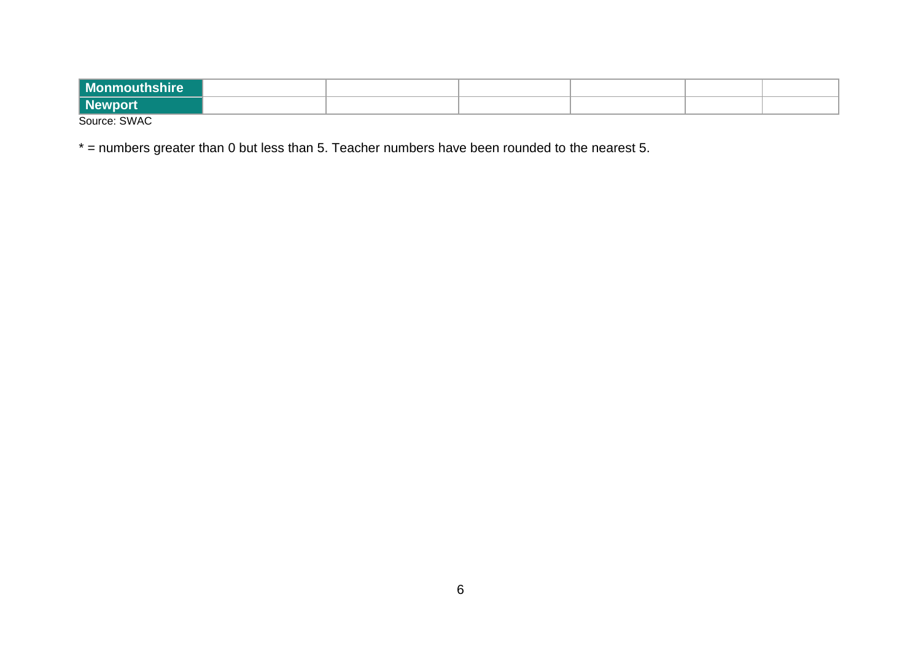| | | | | | | |
|---|---|---|---|---|---|---|
| **Monmouthshire** | | | | | | |
| **Newport** | | | | | | |

Source: SWAC

* = numbers greater than 0 but less than 5. Teacher numbers have been rounded to the nearest 5.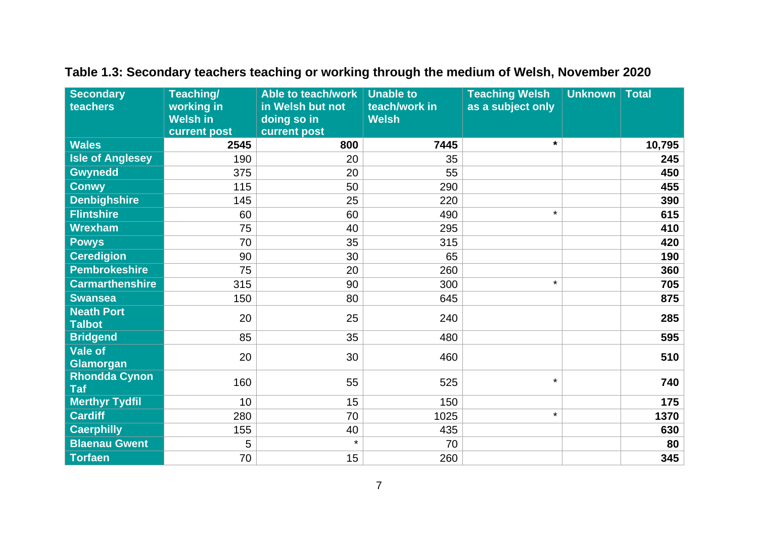**Table 1.3: Secondary teachers teaching or working through the medium of Welsh, November 2020**

| Secondary teachers | Teaching/ working in Welsh in current post | Able to teach/work in Welsh but not doing so in current post | Unable to teach/work in Welsh | Teaching Welsh as a subject only | Unknown | Total |
|---|---|---|---|---|---|---|
| **Wales** | **2545** | **800** | **7445** | **\*** | | **10,795** |
| **Isle of Anglesey** | 190 | 20 | 35 | | | **245** |
| **Gwynedd** | 375 | 20 | 55 | | | **450** |
| **Conwy** | 115 | 50 | 290 | | | **455** |
| **Denbighshire** | 145 | 25 | 220 | | | **390** |
| **Flintshire** | 60 | 60 | 490 | * | | **615** |
| **Wrexham** | 75 | 40 | 295 | | | **410** |
| **Powys** | 70 | 35 | 315 | | | **420** |
| **Ceredigion** | 90 | 30 | 65 | | | **190** |
| **Pembrokeshire** | 75 | 20 | 260 | | | **360** |
| **Carmarthenshire** | 315 | 90 | 300 | * | | **705** |
| **Swansea** | 150 | 80 | 645 | | | **875** |
| **Neath Port Talbot** | 20 | 25 | 240 | | | **285** |
| **Bridgend** | 85 | 35 | 480 | | | **595** |
| **Vale of Glamorgan** | 20 | 30 | 460 | | | **510** |
| **Rhondda Cynon Taf** | 160 | 55 | 525 | * | | **740** |
| **Merthyr Tydfil** | 10 | 15 | 150 | | | **175** |
| **Cardiff** | 280 | 70 | 1025 | * | | **1370** |
| **Caerphilly** | 155 | 40 | 435 | | | **630** |
| **Blaenau Gwent** | 5 | * | 70 | | | **80** |
| **Torfaen** | 70 | 15 | 260 | | | **345** |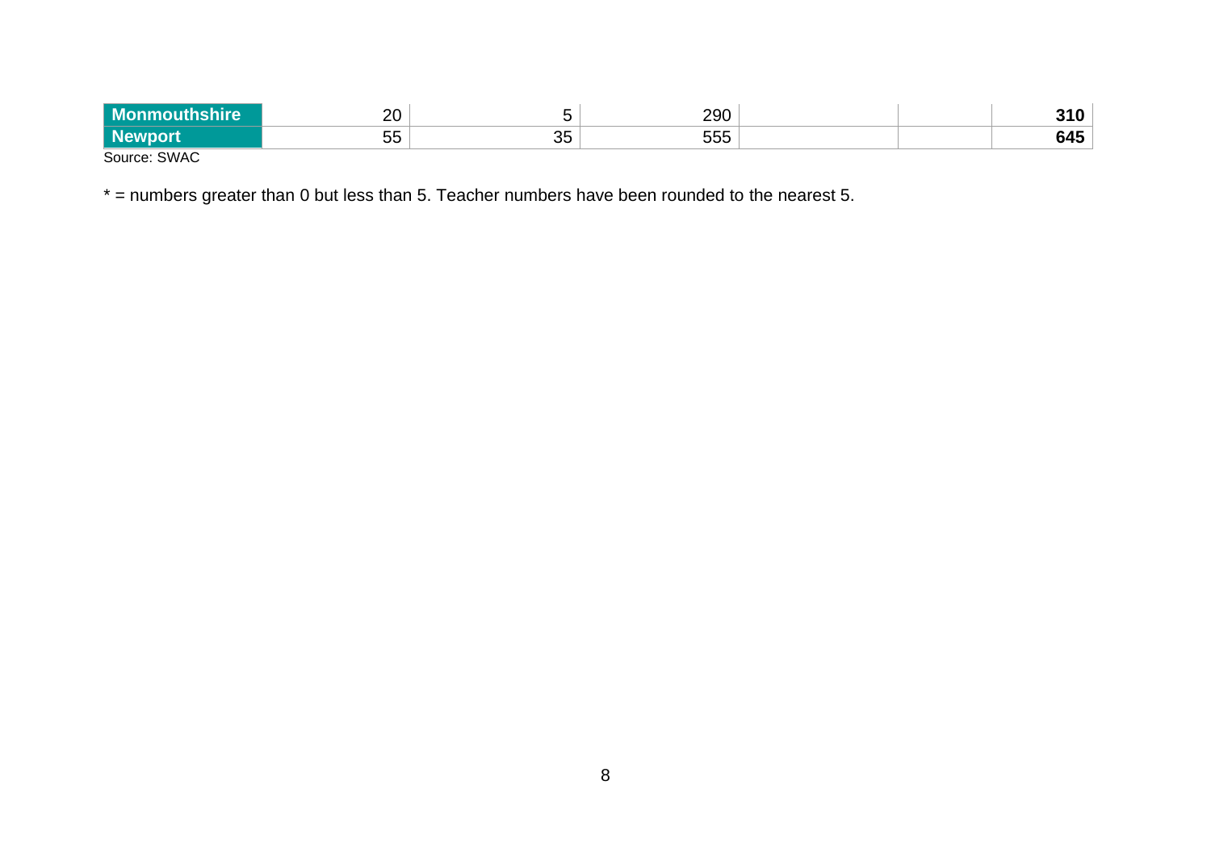| | | | | | | |
|---|---|---|---|---|---|---|
| **Monmouthshire** | 20 | 5 | 290 | | | **310** |
| **Newport** | 55 | 35 | 555 | | | **645** |

Source: SWAC

* = numbers greater than 0 but less than 5. Teacher numbers have been rounded to the nearest 5.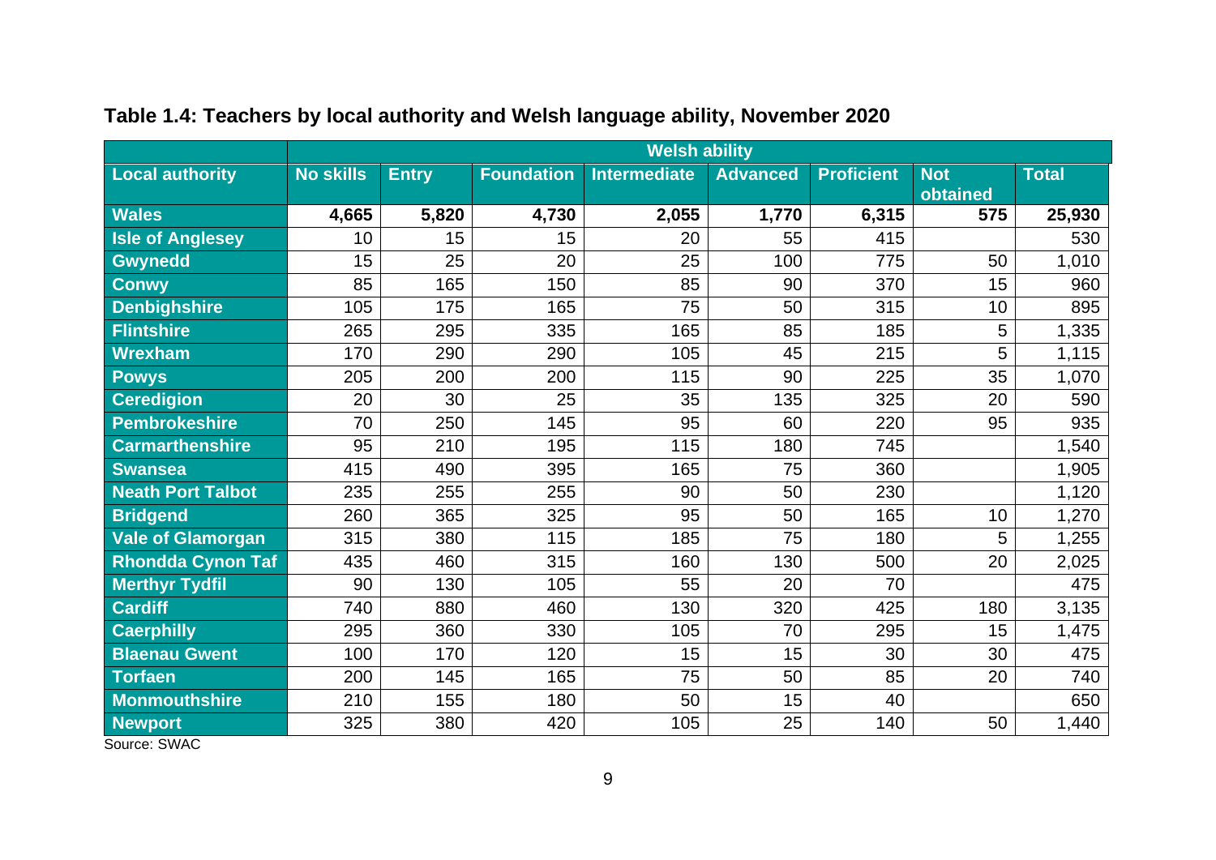## Table 1.4: Teachers by local authority and Welsh language ability, November 2020

| | Welsh ability | | | | | | | |
|---|---|---|---|---|---|---|---|---|
| **Local authority** | **No skills** | **Entry** | **Foundation** | **Intermediate** | **Advanced** | **Proficient** | **Not obtained** | **Total** |
| **Wales** | **4,665** | **5,820** | **4,730** | **2,055** | **1,770** | **6,315** | **575** | **25,930** |
| **Isle of Anglesey** | 10 | 15 | 15 | 20 | 55 | 415 | | 530 |
| **Gwynedd** | 15 | 25 | 20 | 25 | 100 | 775 | 50 | 1,010 |
| **Conwy** | 85 | 165 | 150 | 85 | 90 | 370 | 15 | 960 |
| **Denbighshire** | 105 | 175 | 165 | 75 | 50 | 315 | 10 | 895 |
| **Flintshire** | 265 | 295 | 335 | 165 | 85 | 185 | 5 | 1,335 |
| **Wrexham** | 170 | 290 | 290 | 105 | 45 | 215 | 5 | 1,115 |
| **Powys** | 205 | 200 | 200 | 115 | 90 | 225 | 35 | 1,070 |
| **Ceredigion** | 20 | 30 | 25 | 35 | 135 | 325 | 20 | 590 |
| **Pembrokeshire** | 70 | 250 | 145 | 95 | 60 | 220 | 95 | 935 |
| **Carmarthenshire** | 95 | 210 | 195 | 115 | 180 | 745 | | 1,540 |
| **Swansea** | 415 | 490 | 395 | 165 | 75 | 360 | | 1,905 |
| **Neath Port Talbot** | 235 | 255 | 255 | 90 | 50 | 230 | | 1,120 |
| **Bridgend** | 260 | 365 | 325 | 95 | 50 | 165 | 10 | 1,270 |
| **Vale of Glamorgan** | 315 | 380 | 115 | 185 | 75 | 180 | 5 | 1,255 |
| **Rhondda Cynon Taf** | 435 | 460 | 315 | 160 | 130 | 500 | 20 | 2,025 |
| **Merthyr Tydfil** | 90 | 130 | 105 | 55 | 20 | 70 | | 475 |
| **Cardiff** | 740 | 880 | 460 | 130 | 320 | 425 | 180 | 3,135 |
| **Caerphilly** | 295 | 360 | 330 | 105 | 70 | 295 | 15 | 1,475 |
| **Blaenau Gwent** | 100 | 170 | 120 | 15 | 15 | 30 | 30 | 475 |
| **Torfaen** | 200 | 145 | 165 | 75 | 50 | 85 | 20 | 740 |
| **Monmouthshire** | 210 | 155 | 180 | 50 | 15 | 40 | | 650 |
| **Newport** | 325 | 380 | 420 | 105 | 25 | 140 | 50 | 1,440 |

Source: SWAC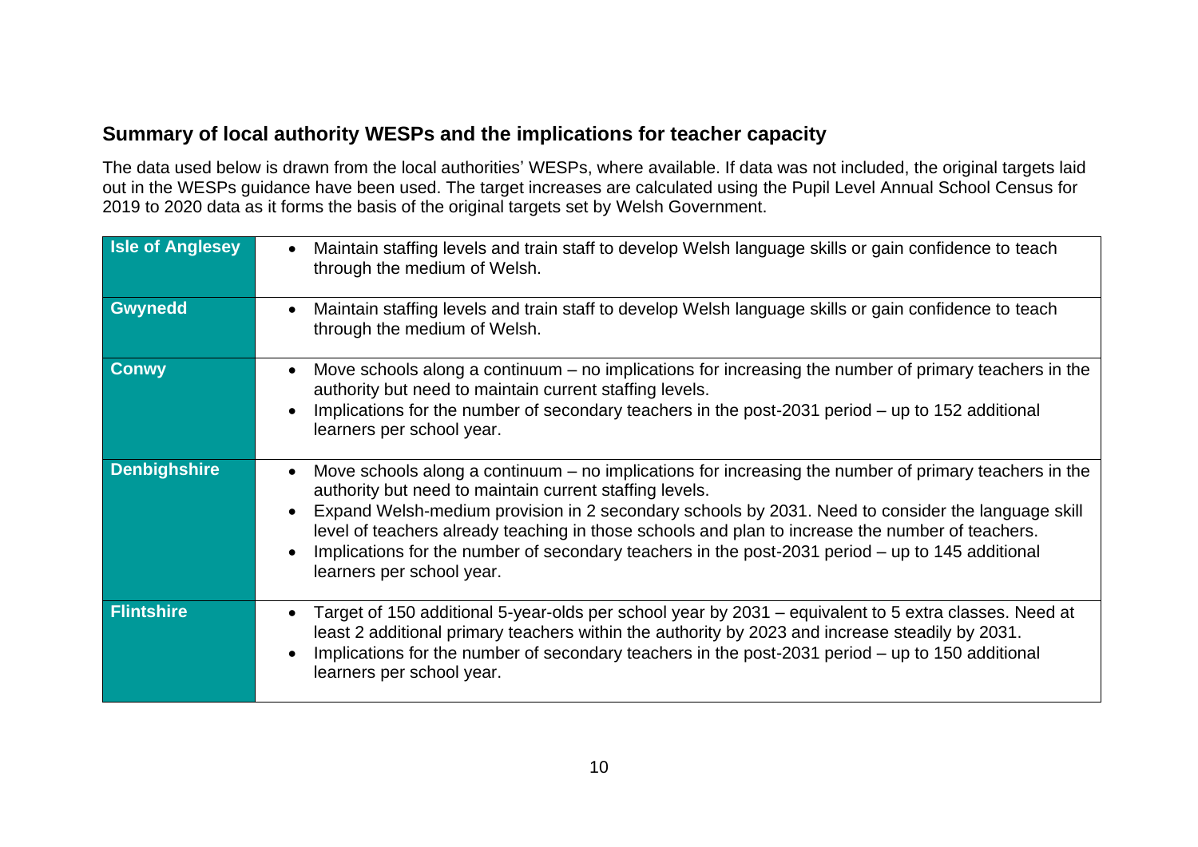## Summary of local authority WESPs and the implications for teacher capacity

The data used below is drawn from the local authorities' WESPs, where available. If data was not included, the original targets laid out in the WESPs guidance have been used. The target increases are calculated using the Pupil Level Annual School Census for 2019 to 2020 data as it forms the basis of the original targets set by Welsh Government.

| Local authority | Implications |
|---|---|
| **Isle of Anglesey** | • Maintain staffing levels and train staff to develop Welsh language skills or gain confidence to teach through the medium of Welsh. |
| **Gwynedd** | • Maintain staffing levels and train staff to develop Welsh language skills or gain confidence to teach through the medium of Welsh. |
| **Conwy** | • Move schools along a continuum – no implications for increasing the number of primary teachers in the authority but need to maintain current staffing levels.<br>• Implications for the number of secondary teachers in the post-2031 period – up to 152 additional learners per school year. |
| **Denbighshire** | • Move schools along a continuum – no implications for increasing the number of primary teachers in the authority but need to maintain current staffing levels.<br>• Expand Welsh-medium provision in 2 secondary schools by 2031. Need to consider the language skill level of teachers already teaching in those schools and plan to increase the number of teachers.<br>• Implications for the number of secondary teachers in the post-2031 period – up to 145 additional learners per school year. |
| **Flintshire** | • Target of 150 additional 5-year-olds per school year by 2031 – equivalent to 5 extra classes. Need at least 2 additional primary teachers within the authority by 2023 and increase steadily by 2031.<br>• Implications for the number of secondary teachers in the post-2031 period – up to 150 additional learners per school year. |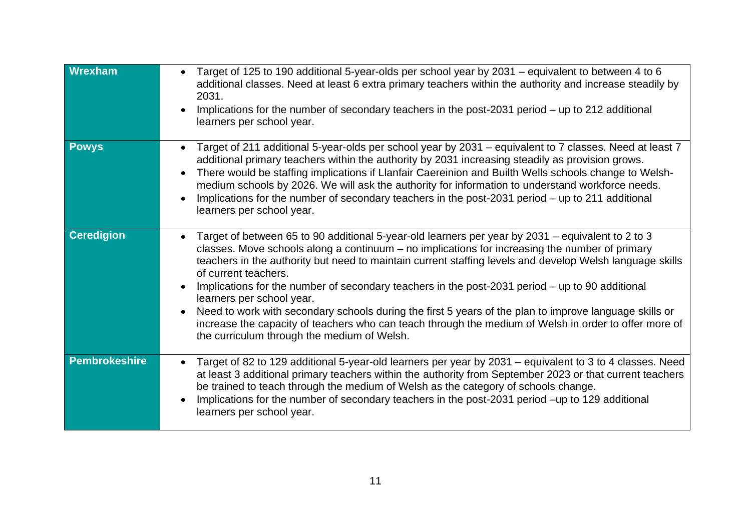| | |
|---|---|
| **Wrexham** | • Target of 125 to 190 additional 5-year-olds per school year by 2031 – equivalent to between 4 to 6 additional classes. Need at least 6 extra primary teachers within the authority and increase steadily by 2031.<br>• Implications for the number of secondary teachers in the post-2031 period – up to 212 additional learners per school year. |
| **Powys** | • Target of 211 additional 5-year-olds per school year by 2031 – equivalent to 7 classes. Need at least 7 additional primary teachers within the authority by 2031 increasing steadily as provision grows.<br>• There would be staffing implications if Llanfair Caereinion and Builth Wells schools change to Welsh-medium schools by 2026. We will ask the authority for information to understand workforce needs.<br>• Implications for the number of secondary teachers in the post-2031 period – up to 211 additional learners per school year. |
| **Ceredigion** | • Target of between 65 to 90 additional 5-year-old learners per year by 2031 – equivalent to 2 to 3 classes. Move schools along a continuum – no implications for increasing the number of primary teachers in the authority but need to maintain current staffing levels and develop Welsh language skills of current teachers.<br>• Implications for the number of secondary teachers in the post-2031 period – up to 90 additional learners per school year.<br>• Need to work with secondary schools during the first 5 years of the plan to improve language skills or increase the capacity of teachers who can teach through the medium of Welsh in order to offer more of the curriculum through the medium of Welsh. |
| **Pembrokeshire** | • Target of 82 to 129 additional 5-year-old learners per year by 2031 – equivalent to 3 to 4 classes. Need at least 3 additional primary teachers within the authority from September 2023 or that current teachers be trained to teach through the medium of Welsh as the category of schools change.<br>• Implications for the number of secondary teachers in the post-2031 period –up to 129 additional learners per school year. |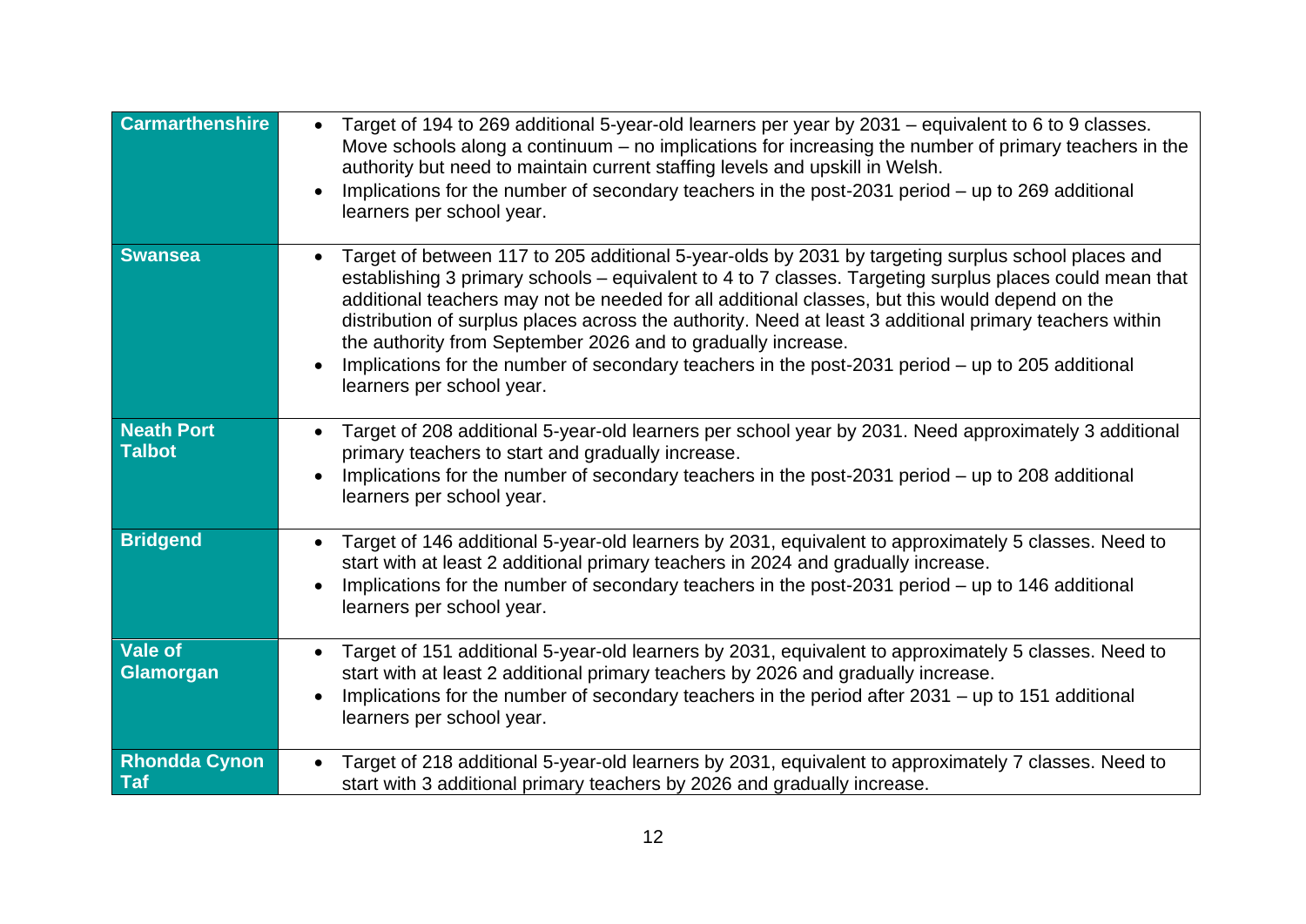| | |
|---|---|
| **Carmarthenshire** | • Target of 194 to 269 additional 5-year-old learners per year by 2031 – equivalent to 6 to 9 classes. Move schools along a continuum – no implications for increasing the number of primary teachers in the authority but need to maintain current staffing levels and upskill in Welsh.<br>• Implications for the number of secondary teachers in the post-2031 period – up to 269 additional learners per school year. |
| **Swansea** | • Target of between 117 to 205 additional 5-year-olds by 2031 by targeting surplus school places and establishing 3 primary schools – equivalent to 4 to 7 classes. Targeting surplus places could mean that additional teachers may not be needed for all additional classes, but this would depend on the distribution of surplus places across the authority. Need at least 3 additional primary teachers within the authority from September 2026 and to gradually increase.<br>• Implications for the number of secondary teachers in the post-2031 period – up to 205 additional learners per school year. |
| **Neath Port Talbot** | • Target of 208 additional 5-year-old learners per school year by 2031. Need approximately 3 additional primary teachers to start and gradually increase.<br>• Implications for the number of secondary teachers in the post-2031 period – up to 208 additional learners per school year. |
| **Bridgend** | • Target of 146 additional 5-year-old learners by 2031, equivalent to approximately 5 classes. Need to start with at least 2 additional primary teachers in 2024 and gradually increase.<br>• Implications for the number of secondary teachers in the post-2031 period – up to 146 additional learners per school year. |
| **Vale of Glamorgan** | • Target of 151 additional 5-year-old learners by 2031, equivalent to approximately 5 classes. Need to start with at least 2 additional primary teachers by 2026 and gradually increase.<br>• Implications for the number of secondary teachers in the period after 2031 – up to 151 additional learners per school year. |
| **Rhondda Cynon Taf** | • Target of 218 additional 5-year-old learners by 2031, equivalent to approximately 7 classes. Need to start with 3 additional primary teachers by 2026 and gradually increase. |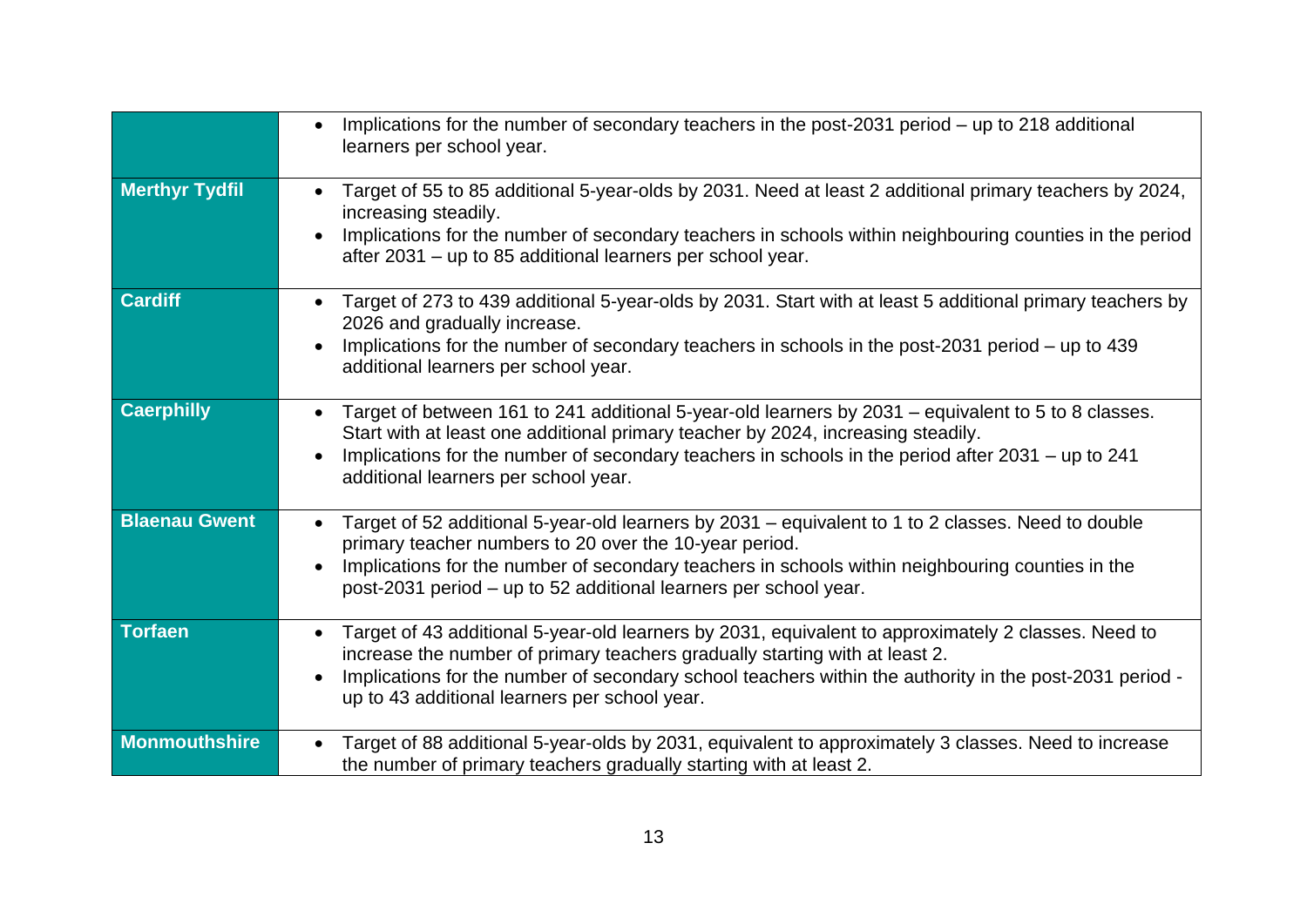| | |
|---|---|
| | • Implications for the number of secondary teachers in the post-2031 period – up to 218 additional learners per school year. |
| **Merthyr Tydfil** | • Target of 55 to 85 additional 5-year-olds by 2031. Need at least 2 additional primary teachers by 2024, increasing steadily.<br>• Implications for the number of secondary teachers in schools within neighbouring counties in the period after 2031 – up to 85 additional learners per school year. |
| **Cardiff** | • Target of 273 to 439 additional 5-year-olds by 2031. Start with at least 5 additional primary teachers by 2026 and gradually increase.<br>• Implications for the number of secondary teachers in schools in the post-2031 period – up to 439 additional learners per school year. |
| **Caerphilly** | • Target of between 161 to 241 additional 5-year-old learners by 2031 – equivalent to 5 to 8 classes. Start with at least one additional primary teacher by 2024, increasing steadily.<br>• Implications for the number of secondary teachers in schools in the period after 2031 – up to 241 additional learners per school year. |
| **Blaenau Gwent** | • Target of 52 additional 5-year-old learners by 2031 – equivalent to 1 to 2 classes. Need to double primary teacher numbers to 20 over the 10-year period.<br>• Implications for the number of secondary teachers in schools within neighbouring counties in the post-2031 period – up to 52 additional learners per school year. |
| **Torfaen** | • Target of 43 additional 5-year-old learners by 2031, equivalent to approximately 2 classes. Need to increase the number of primary teachers gradually starting with at least 2.<br>• Implications for the number of secondary school teachers within the authority in the post-2031 period - up to 43 additional learners per school year. |
| **Monmouthshire** | • Target of 88 additional 5-year-olds by 2031, equivalent to approximately 3 classes. Need to increase the number of primary teachers gradually starting with at least 2. |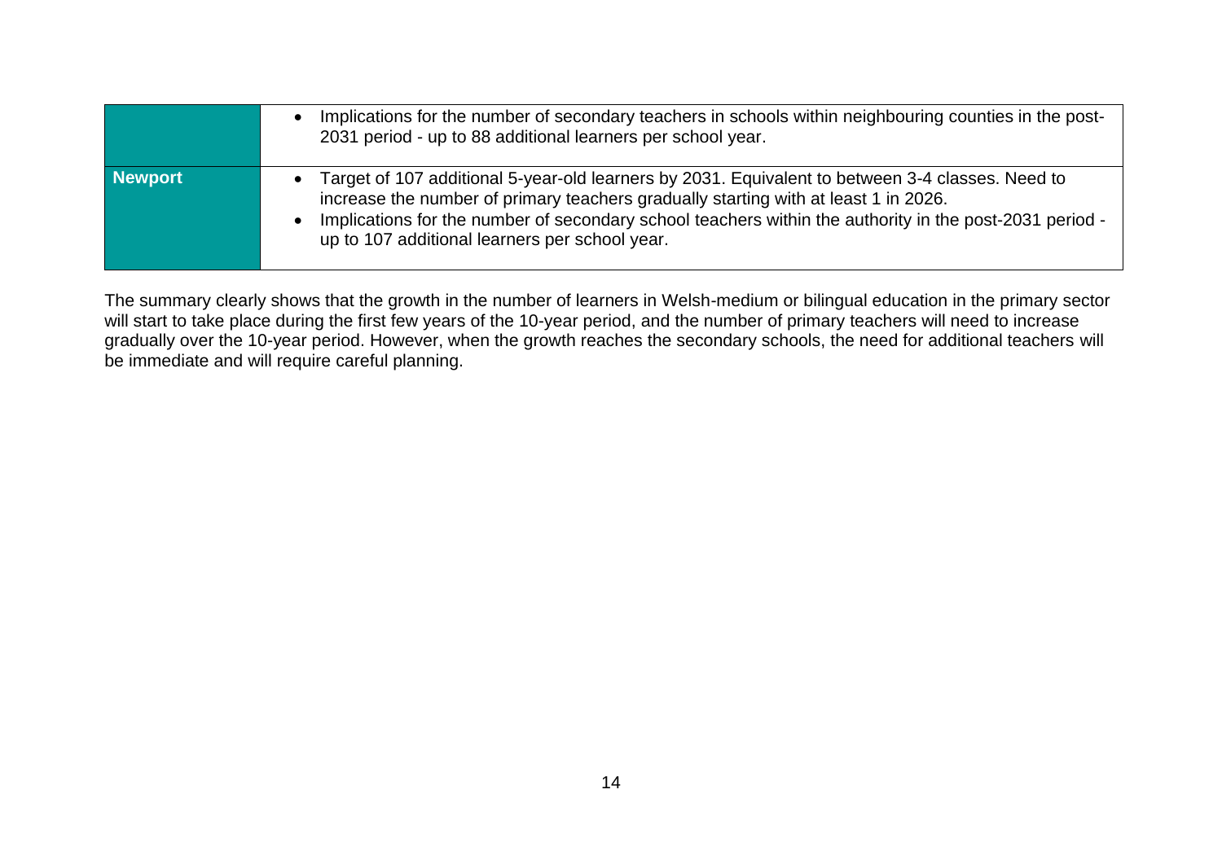| | |
|---|---|
| | • Implications for the number of secondary teachers in schools within neighbouring counties in the post-2031 period - up to 88 additional learners per school year. |
| **Newport** | • Target of 107 additional 5-year-old learners by 2031. Equivalent to between 3-4 classes. Need to increase the number of primary teachers gradually starting with at least 1 in 2026.<br>• Implications for the number of secondary school teachers within the authority in the post-2031 period - up to 107 additional learners per school year. |

The summary clearly shows that the growth in the number of learners in Welsh-medium or bilingual education in the primary sector will start to take place during the first few years of the 10-year period, and the number of primary teachers will need to increase gradually over the 10-year period. However, when the growth reaches the secondary schools, the need for additional teachers will be immediate and will require careful planning.